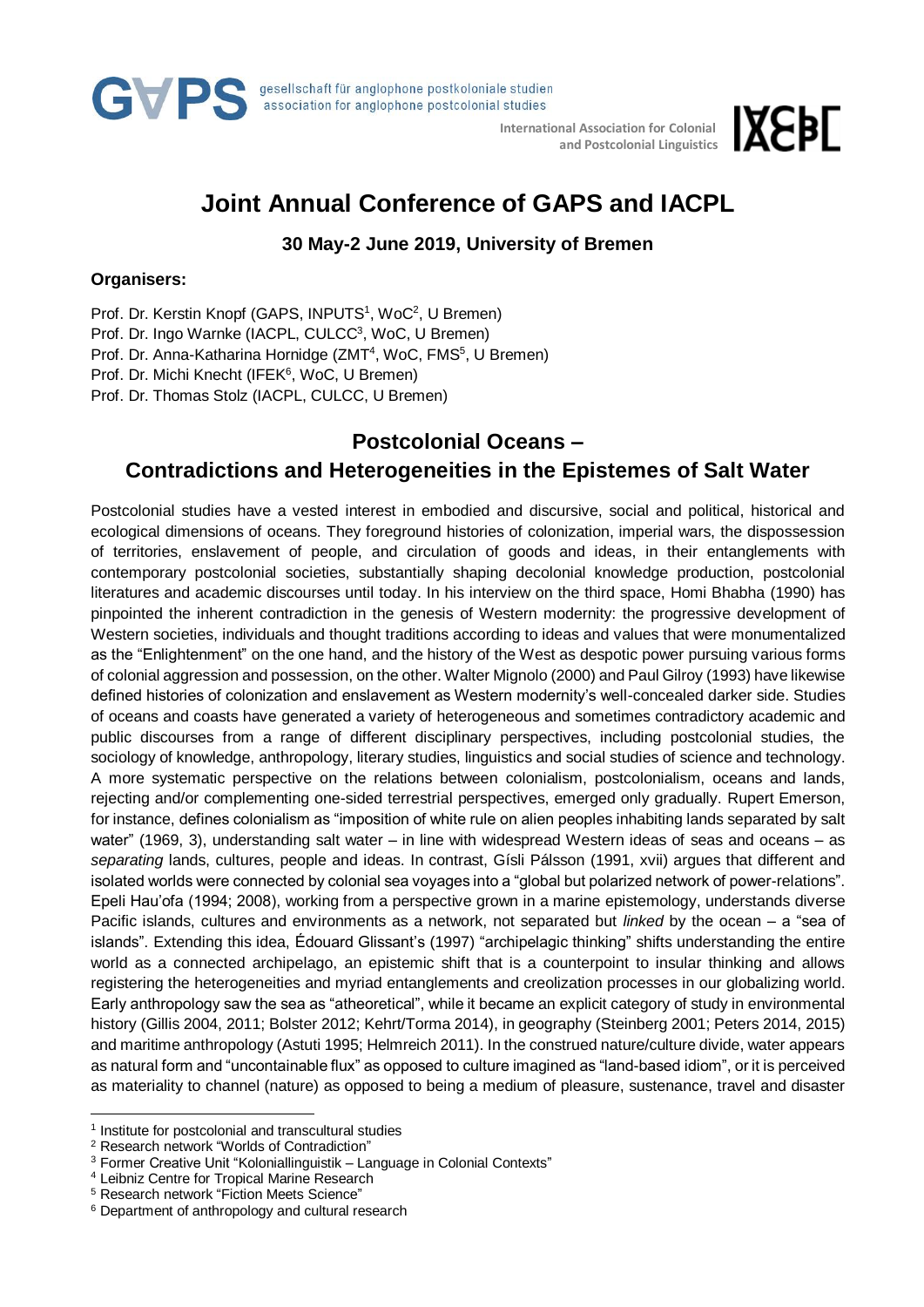GAPS gesellschaft für anglophone postkoloniale studien
association for anglophone postcolonial studies

International Association for Colonial and Postcolonial Linguistics

# Joint Annual Conference of GAPS and IACPL

### 30 May-2 June 2019, University of Bremen

**Organisers:**

Prof. Dr. Kerstin Knopf (GAPS, INPUTS[1], WoC[2], U Bremen)
Prof. Dr. Ingo Warnke (IACPL, CULCC[3], WoC, U Bremen)
Prof. Dr. Anna-Katharina Hornidge (ZMT[4], WoC, FMS[5], U Bremen)
Prof. Dr. Michi Knecht (IFEK[6], WoC, U Bremen)
Prof. Dr. Thomas Stolz (IACPL, CULCC, U Bremen)

## Postcolonial Oceans – Contradictions and Heterogeneities in the Epistemes of Salt Water

Postcolonial studies have a vested interest in embodied and discursive, social and political, historical and ecological dimensions of oceans. They foreground histories of colonization, imperial wars, the dispossession of territories, enslavement of people, and circulation of goods and ideas, in their entanglements with contemporary postcolonial societies, substantially shaping decolonial knowledge production, postcolonial literatures and academic discourses until today. In his interview on the third space, Homi Bhabha (1990) has pinpointed the inherent contradiction in the genesis of Western modernity: the progressive development of Western societies, individuals and thought traditions according to ideas and values that were monumentalized as the "Enlightenment" on the one hand, and the history of the West as despotic power pursuing various forms of colonial aggression and possession, on the other. Walter Mignolo (2000) and Paul Gilroy (1993) have likewise defined histories of colonization and enslavement as Western modernity's well-concealed darker side. Studies of oceans and coasts have generated a variety of heterogeneous and sometimes contradictory academic and public discourses from a range of different disciplinary perspectives, including postcolonial studies, the sociology of knowledge, anthropology, literary studies, linguistics and social studies of science and technology. A more systematic perspective on the relations between colonialism, postcolonialism, oceans and lands, rejecting and/or complementing one-sided terrestrial perspectives, emerged only gradually. Rupert Emerson, for instance, defines colonialism as "imposition of white rule on alien peoples inhabiting lands separated by salt water" (1969, 3), understanding salt water – in line with widespread Western ideas of seas and oceans – as *separating* lands, cultures, people and ideas. In contrast, Gísli Pálsson (1991, xvii) argues that different and isolated worlds were connected by colonial sea voyages into a "global but polarized network of power-relations". Epeli Hau'ofa (1994; 2008), working from a perspective grown in a marine epistemology, understands diverse Pacific islands, cultures and environments as a network, not separated but *linked* by the ocean – a "sea of islands". Extending this idea, Édouard Glissant's (1997) "archipelagic thinking" shifts understanding the entire world as a connected archipelago, an epistemic shift that is a counterpoint to insular thinking and allows registering the heterogeneities and myriad entanglements and creolization processes in our globalizing world. Early anthropology saw the sea as "atheoretical", while it became an explicit category of study in environmental history (Gillis 2004, 2011; Bolster 2012; Kehrt/Torma 2014), in geography (Steinberg 2001; Peters 2014, 2015) and maritime anthropology (Astuti 1995; Helmreich 2011). In the construed nature/culture divide, water appears as natural form and "uncontainable flux" as opposed to culture imagined as "land-based idiom", or it is perceived as materiality to channel (nature) as opposed to being a medium of pleasure, sustenance, travel and disaster

---

[1] Institute for postcolonial and transcultural studies
[2] Research network "Worlds of Contradiction"
[3] Former Creative Unit "Koloniallinguistik – Language in Colonial Contexts"
[4] Leibniz Centre for Tropical Marine Research
[5] Research network "Fiction Meets Science"
[6] Department of anthropology and cultural research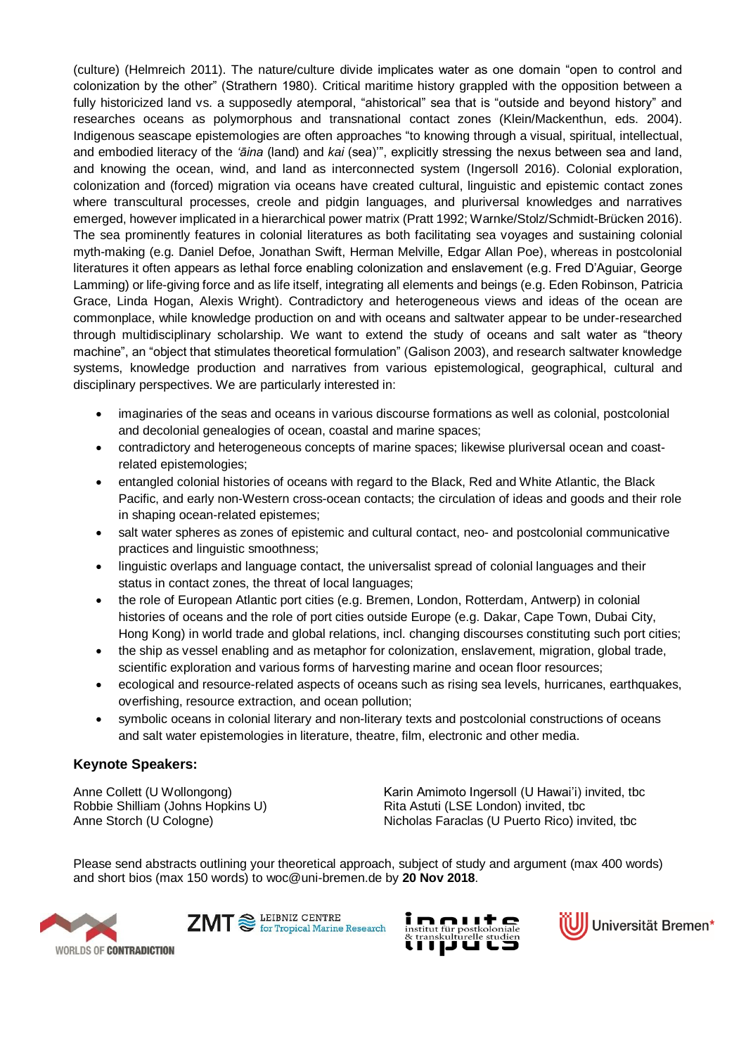(culture) (Helmreich 2011). The nature/culture divide implicates water as one domain "open to control and colonization by the other" (Strathern 1980). Critical maritime history grappled with the opposition between a fully historicized land vs. a supposedly atemporal, "ahistorical" sea that is "outside and beyond history" and researches oceans as polymorphous and transnational contact zones (Klein/Mackenthun, eds. 2004). Indigenous seascape epistemologies are often approaches "to knowing through a visual, spiritual, intellectual, and embodied literacy of the *'āina* (land) and *kai* (sea)'", explicitly stressing the nexus between sea and land, and knowing the ocean, wind, and land as interconnected system (Ingersoll 2016). Colonial exploration, colonization and (forced) migration via oceans have created cultural, linguistic and epistemic contact zones where transcultural processes, creole and pidgin languages, and pluriversal knowledges and narratives emerged, however implicated in a hierarchical power matrix (Pratt 1992; Warnke/Stolz/Schmidt-Brücken 2016). The sea prominently features in colonial literatures as both facilitating sea voyages and sustaining colonial myth-making (e.g. Daniel Defoe, Jonathan Swift, Herman Melville, Edgar Allan Poe), whereas in postcolonial literatures it often appears as lethal force enabling colonization and enslavement (e.g. Fred D'Aguiar, George Lamming) or life-giving force and as life itself, integrating all elements and beings (e.g. Eden Robinson, Patricia Grace, Linda Hogan, Alexis Wright). Contradictory and heterogeneous views and ideas of the ocean are commonplace, while knowledge production on and with oceans and saltwater appear to be under-researched through multidisciplinary scholarship. We want to extend the study of oceans and salt water as "theory machine", an "object that stimulates theoretical formulation" (Galison 2003), and research saltwater knowledge systems, knowledge production and narratives from various epistemological, geographical, cultural and disciplinary perspectives. We are particularly interested in:

- imaginaries of the seas and oceans in various discourse formations as well as colonial, postcolonial and decolonial genealogies of ocean, coastal and marine spaces;
- contradictory and heterogeneous concepts of marine spaces; likewise pluriversal ocean and coast-related epistemologies;
- entangled colonial histories of oceans with regard to the Black, Red and White Atlantic, the Black Pacific, and early non-Western cross-ocean contacts; the circulation of ideas and goods and their role in shaping ocean-related epistemes;
- salt water spheres as zones of epistemic and cultural contact, neo- and postcolonial communicative practices and linguistic smoothness;
- linguistic overlaps and language contact, the universalist spread of colonial languages and their status in contact zones, the threat of local languages;
- the role of European Atlantic port cities (e.g. Bremen, London, Rotterdam, Antwerp) in colonial histories of oceans and the role of port cities outside Europe (e.g. Dakar, Cape Town, Dubai City, Hong Kong) in world trade and global relations, incl. changing discourses constituting such port cities;
- the ship as vessel enabling and as metaphor for colonization, enslavement, migration, global trade, scientific exploration and various forms of harvesting marine and ocean floor resources;
- ecological and resource-related aspects of oceans such as rising sea levels, hurricanes, earthquakes, overfishing, resource extraction, and ocean pollution;
- symbolic oceans in colonial literary and non-literary texts and postcolonial constructions of oceans and salt water epistemologies in literature, theatre, film, electronic and other media.

**Keynote Speakers:**

Anne Collett (U Wollongong)
Robbie Shilliam (Johns Hopkins U)
Anne Storch (U Cologne)

Karin Amimoto Ingersoll (U Hawai'i) invited, tbc
Rita Astuti (LSE London) invited, tbc
Nicholas Faraclas (U Puerto Rico) invited, tbc

Please send abstracts outlining your theoretical approach, subject of study and argument (max 400 words) and short bios (max 150 words) to woc@uni-bremen.de by **20 Nov 2018**.

WORLDS OF CONTRADICTION    ZMT LEIBNIZ CENTRE for Tropical Marine Research    inputs institut für postkoloniale & transkulturelle studien    Universität Bremen